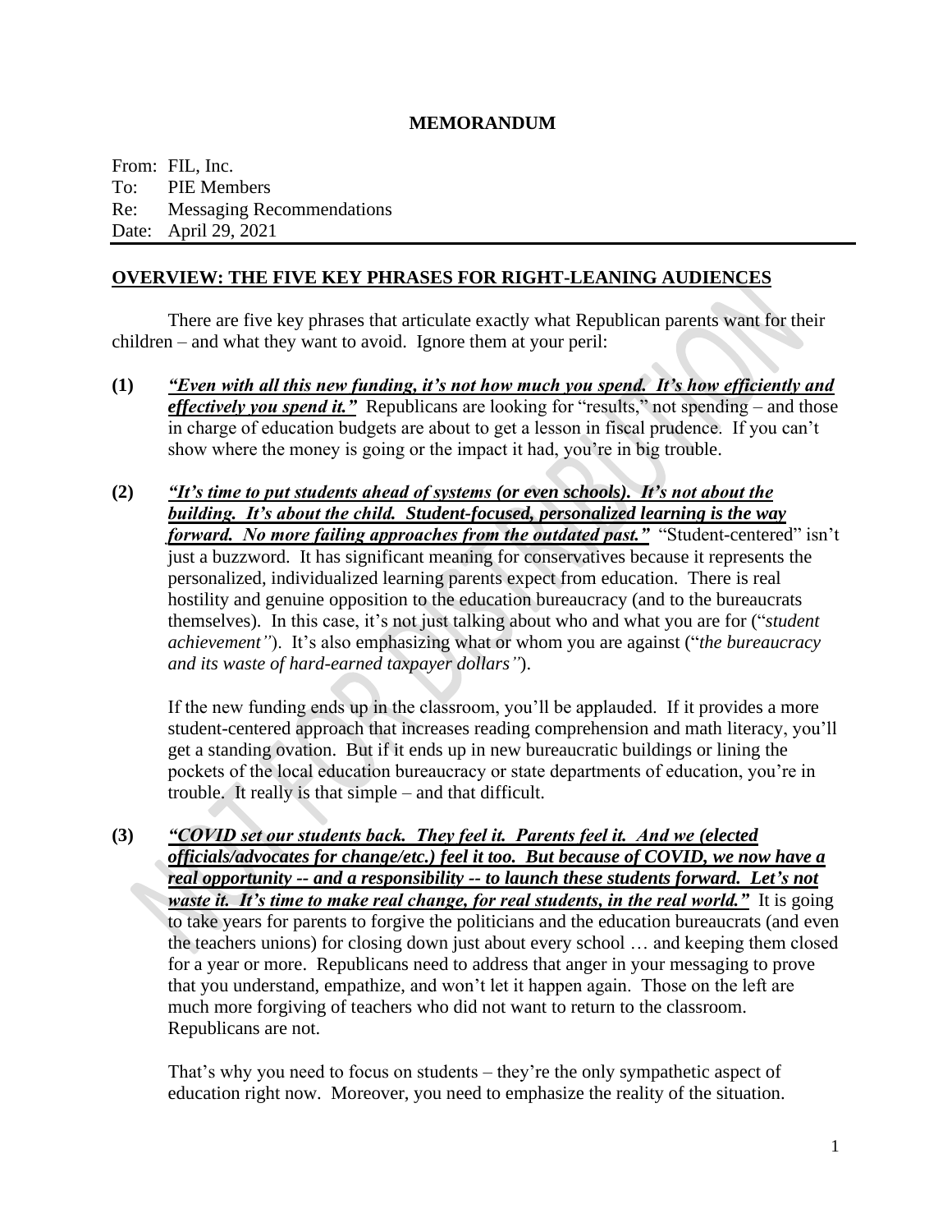**MEMORANDUM**

From: FIL, Inc.
To: PIE Members
Re: Messaging Recommendations
Date: April 29, 2021

## OVERVIEW: THE FIVE KEY PHRASES FOR RIGHT-LEANING AUDIENCES

There are five key phrases that articulate exactly what Republican parents want for their children – and what they want to avoid. Ignore them at your peril:

**(1)** ***"Even with all this new funding, it's not how much you spend. It's how efficiently and effectively you spend it."*** Republicans are looking for "results," not spending – and those in charge of education budgets are about to get a lesson in fiscal prudence. If you can't show where the money is going or the impact it had, you're in big trouble.

**(2)** ***"It's time to put students ahead of systems (or even schools). It's not about the building. It's about the child. Student-focused, personalized learning is the way forward. No more failing approaches from the outdated past."*** "Student-centered" isn't just a buzzword. It has significant meaning for conservatives because it represents the personalized, individualized learning parents expect from education. There is real hostility and genuine opposition to the education bureaucracy (and to the bureaucrats themselves). In this case, it's not just talking about who and what you are for ("*student achievement"*). It's also emphasizing what or whom you are against ("*the bureaucracy and its waste of hard-earned taxpayer dollars"*).

If the new funding ends up in the classroom, you'll be applauded. If it provides a more student-centered approach that increases reading comprehension and math literacy, you'll get a standing ovation. But if it ends up in new bureaucratic buildings or lining the pockets of the local education bureaucracy or state departments of education, you're in trouble. It really is that simple – and that difficult.

**(3)** ***"COVID set our students back. They feel it. Parents feel it. And we (elected officials/advocates for change/etc.) feel it too. But because of COVID, we now have a real opportunity -- and a responsibility -- to launch these students forward. Let's not waste it. It's time to make real change, for real students, in the real world."*** It is going to take years for parents to forgive the politicians and the education bureaucrats (and even the teachers unions) for closing down just about every school … and keeping them closed for a year or more. Republicans need to address that anger in your messaging to prove that you understand, empathize, and won't let it happen again. Those on the left are much more forgiving of teachers who did not want to return to the classroom. Republicans are not.

That's why you need to focus on students – they're the only sympathetic aspect of education right now. Moreover, you need to emphasize the reality of the situation.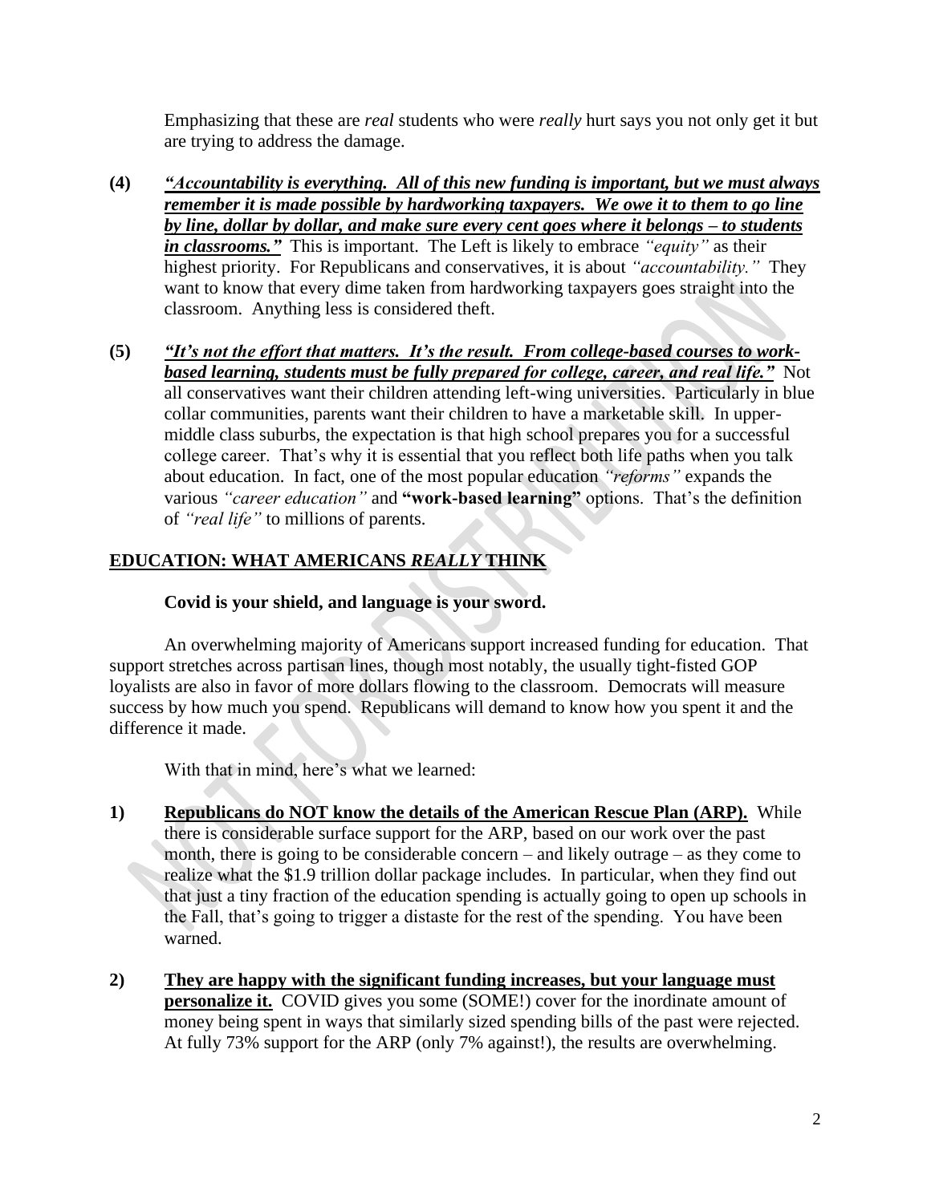Emphasizing that these are *real* students who were *really* hurt says you not only get it but are trying to address the damage.

**(4)** ***"Accountability is everything. All of this new funding is important, but we must always remember it is made possible by hardworking taxpayers. We owe it to them to go line by line, dollar by dollar, and make sure every cent goes where it belongs – to students in classrooms."*** This is important. The Left is likely to embrace *"equity"* as their highest priority. For Republicans and conservatives, it is about *"accountability."* They want to know that every dime taken from hardworking taxpayers goes straight into the classroom. Anything less is considered theft.

**(5)** ***"It's not the effort that matters. It's the result. From college-based courses to work-based learning, students must be fully prepared for college, career, and real life."*** Not all conservatives want their children attending left-wing universities. Particularly in blue collar communities, parents want their children to have a marketable skill. In upper-middle class suburbs, the expectation is that high school prepares you for a successful college career. That's why it is essential that you reflect both life paths when you talk about education. In fact, one of the most popular education *"reforms"* expands the various *"career education"* and **"work-based learning"** options. That's the definition of *"real life"* to millions of parents.

## EDUCATION: WHAT AMERICANS *REALLY* THINK

**Covid is your shield, and language is your sword.**

An overwhelming majority of Americans support increased funding for education. That support stretches across partisan lines, though most notably, the usually tight-fisted GOP loyalists are also in favor of more dollars flowing to the classroom. Democrats will measure success by how much you spend. Republicans will demand to know how you spent it and the difference it made.

With that in mind, here's what we learned:

**1)** **Republicans do NOT know the details of the American Rescue Plan (ARP).** While there is considerable surface support for the ARP, based on our work over the past month, there is going to be considerable concern – and likely outrage – as they come to realize what the $1.9 trillion dollar package includes. In particular, when they find out that just a tiny fraction of the education spending is actually going to open up schools in the Fall, that's going to trigger a distaste for the rest of the spending. You have been warned.

**2)** **They are happy with the significant funding increases, but your language must personalize it.** COVID gives you some (SOME!) cover for the inordinate amount of money being spent in ways that similarly sized spending bills of the past were rejected. At fully 73% support for the ARP (only 7% against!), the results are overwhelming.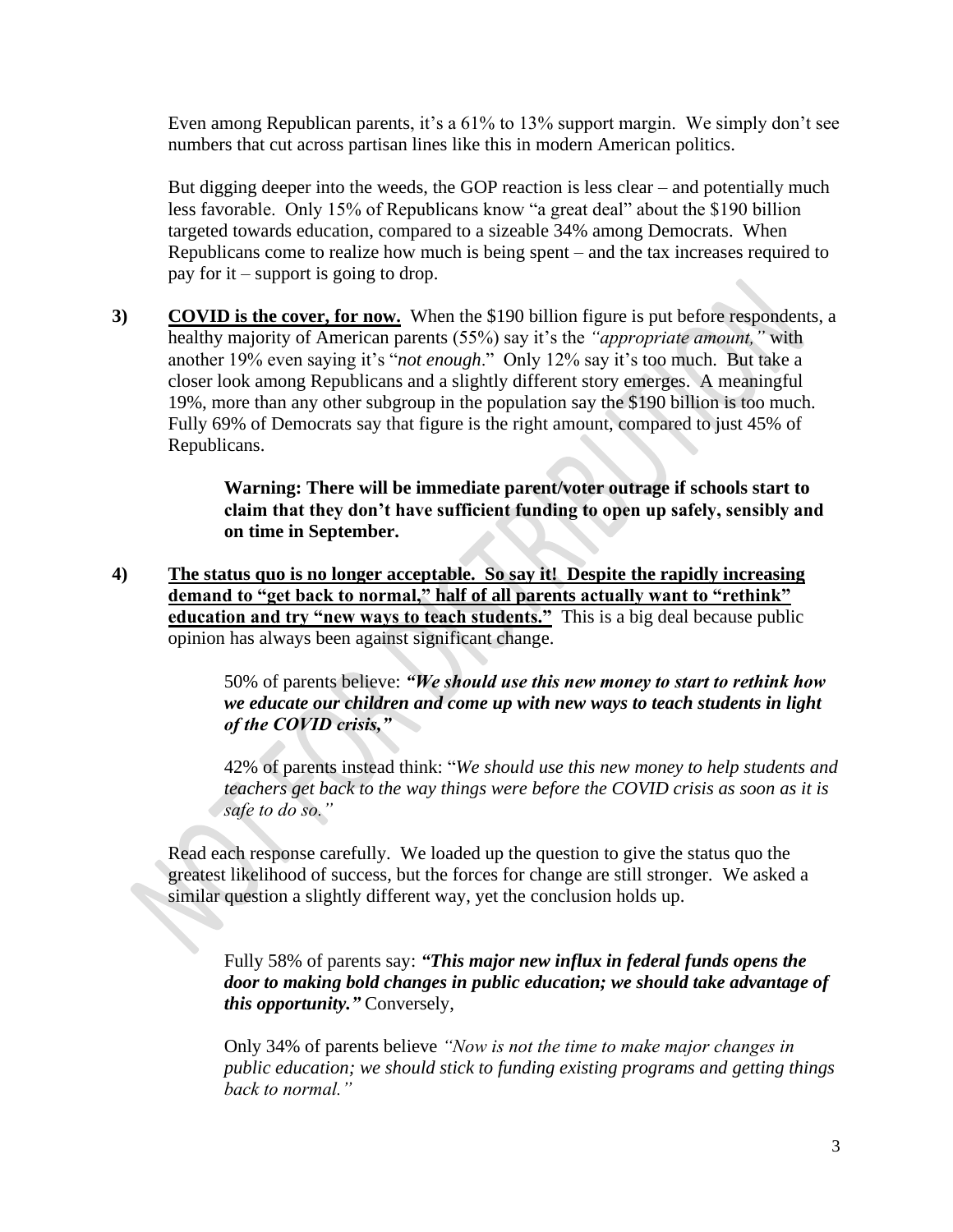Even among Republican parents, it's a 61% to 13% support margin. We simply don't see numbers that cut across partisan lines like this in modern American politics.

But digging deeper into the weeds, the GOP reaction is less clear – and potentially much less favorable. Only 15% of Republicans know "a great deal" about the $190 billion targeted towards education, compared to a sizeable 34% among Democrats. When Republicans come to realize how much is being spent – and the tax increases required to pay for it – support is going to drop.

3) **<u>COVID is the cover, for now.</u>** When the $190 billion figure is put before respondents, a healthy majority of American parents (55%) say it's the *"appropriate amount,"* with another 19% even saying it's "*not enough*." Only 12% say it's too much. But take a closer look among Republicans and a slightly different story emerges. A meaningful 19%, more than any other subgroup in the population say the $190 billion is too much. Fully 69% of Democrats say that figure is the right amount, compared to just 45% of Republicans.

> **Warning: There will be immediate parent/voter outrage if schools start to claim that they don't have sufficient funding to open up safely, sensibly and on time in September.**

4) **<u>The status quo is no longer acceptable. So say it! Despite the rapidly increasing demand to "get back to normal," half of all parents actually want to "rethink" education and try "new ways to teach students."</u>** This is a big deal because public opinion has always been against significant change.

> 50% of parents believe: ***"We should use this new money to start to rethink how we educate our children and come up with new ways to teach students in light of the COVID crisis,"***
>
> 42% of parents instead think: "*We should use this new money to help students and teachers get back to the way things were before the COVID crisis as soon as it is safe to do so."*

Read each response carefully. We loaded up the question to give the status quo the greatest likelihood of success, but the forces for change are still stronger. We asked a similar question a slightly different way, yet the conclusion holds up.

> Fully 58% of parents say: ***"This major new influx in federal funds opens the door to making bold changes in public education; we should take advantage of this opportunity."*** Conversely,
>
> Only 34% of parents believe *"Now is not the time to make major changes in public education; we should stick to funding existing programs and getting things back to normal."*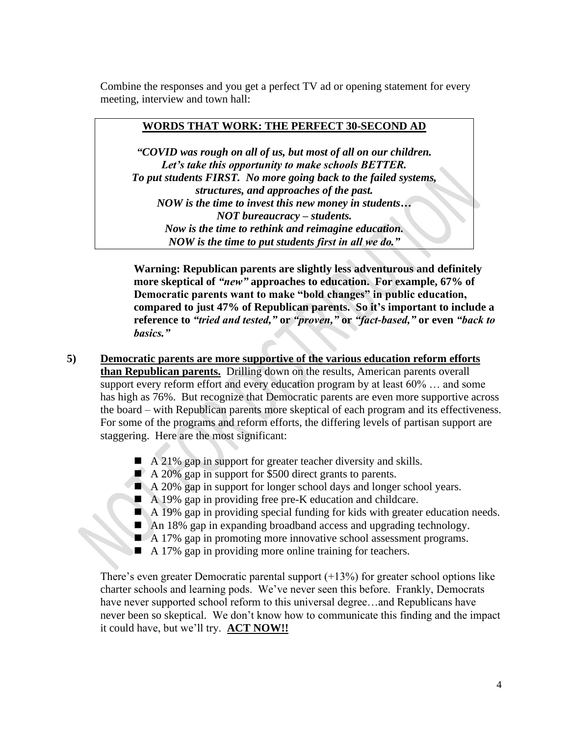Combine the responses and you get a perfect TV ad or opening statement for every meeting, interview and town hall:

> **WORDS THAT WORK: THE PERFECT 30-SECOND AD**
>
> ***"COVID was rough on all of us, but most of all on our children.***
> ***Let's take this opportunity to make schools BETTER.***
> ***To put students FIRST. No more going back to the failed systems, structures, and approaches of the past.***
> ***NOW is the time to invest this new money in students…***
> ***NOT bureaucracy – students.***
> ***Now is the time to rethink and reimagine education.***
> ***NOW is the time to put students first in all we do."***

**Warning: Republican parents are slightly less adventurous and definitely more skeptical of *"new"* approaches to education. For example, 67% of Democratic parents want to make "bold changes" in public education, compared to just 47% of Republican parents. So it's important to include a reference to *"tried and tested,"* or *"proven,"* or *"fact-based,"* or even *"back to basics."***

**5) Democratic parents are more supportive of the various education reform efforts than Republican parents.** Drilling down on the results, American parents overall support every reform effort and every education program by at least 60% … and some has high as 76%. But recognize that Democratic parents are even more supportive across the board – with Republican parents more skeptical of each program and its effectiveness. For some of the programs and reform efforts, the differing levels of partisan support are staggering. Here are the most significant:

- A 21% gap in support for greater teacher diversity and skills.
- A 20% gap in support for $500 direct grants to parents.
- A 20% gap in support for longer school days and longer school years.
- A 19% gap in providing free pre-K education and childcare.
- A 19% gap in providing special funding for kids with greater education needs.
- An 18% gap in expanding broadband access and upgrading technology.
- A 17% gap in promoting more innovative school assessment programs.
- A 17% gap in providing more online training for teachers.

There's even greater Democratic parental support (+13%) for greater school options like charter schools and learning pods. We've never seen this before. Frankly, Democrats have never supported school reform to this universal degree…and Republicans have never been so skeptical. We don't know how to communicate this finding and the impact it could have, but we'll try. **ACT NOW!!**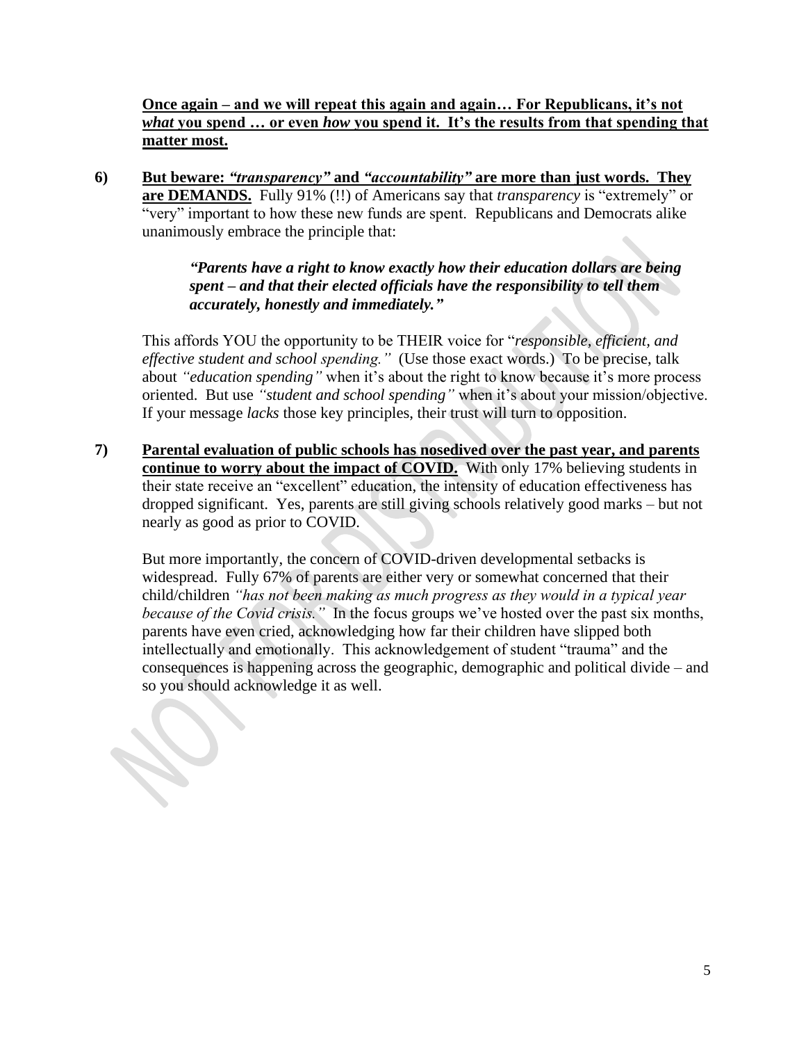**<u>Once again – and we will repeat this again and again… For Republicans, it's not *what* you spend … or even *how* you spend it. It's the results from that spending that matter most.</u>**

6) **<u>But beware: *"transparency"* and *"accountability"* are more than just words. They are DEMANDS.</u>** Fully 91% (!!) of Americans say that *transparency* is "extremely" or "very" important to how these new funds are spent. Republicans and Democrats alike unanimously embrace the principle that:

> ***"Parents have a right to know exactly how their education dollars are being spent – and that their elected officials have the responsibility to tell them accurately, honestly and immediately."***

This affords YOU the opportunity to be THEIR voice for "*responsible, efficient, and effective student and school spending."* (Use those exact words.) To be precise, talk about *"education spending"* when it's about the right to know because it's more process oriented. But use *"student and school spending"* when it's about your mission/objective. If your message *lacks* those key principles, their trust will turn to opposition.

7) **<u>Parental evaluation of public schools has nosedived over the past year, and parents continue to worry about the impact of COVID.</u>** With only 17% believing students in their state receive an "excellent" education, the intensity of education effectiveness has dropped significant. Yes, parents are still giving schools relatively good marks – but not nearly as good as prior to COVID.

But more importantly, the concern of COVID-driven developmental setbacks is widespread. Fully 67% of parents are either very or somewhat concerned that their child/children *"has not been making as much progress as they would in a typical year because of the Covid crisis."* In the focus groups we've hosted over the past six months, parents have even cried, acknowledging how far their children have slipped both intellectually and emotionally. This acknowledgement of student "trauma" and the consequences is happening across the geographic, demographic and political divide – and so you should acknowledge it as well.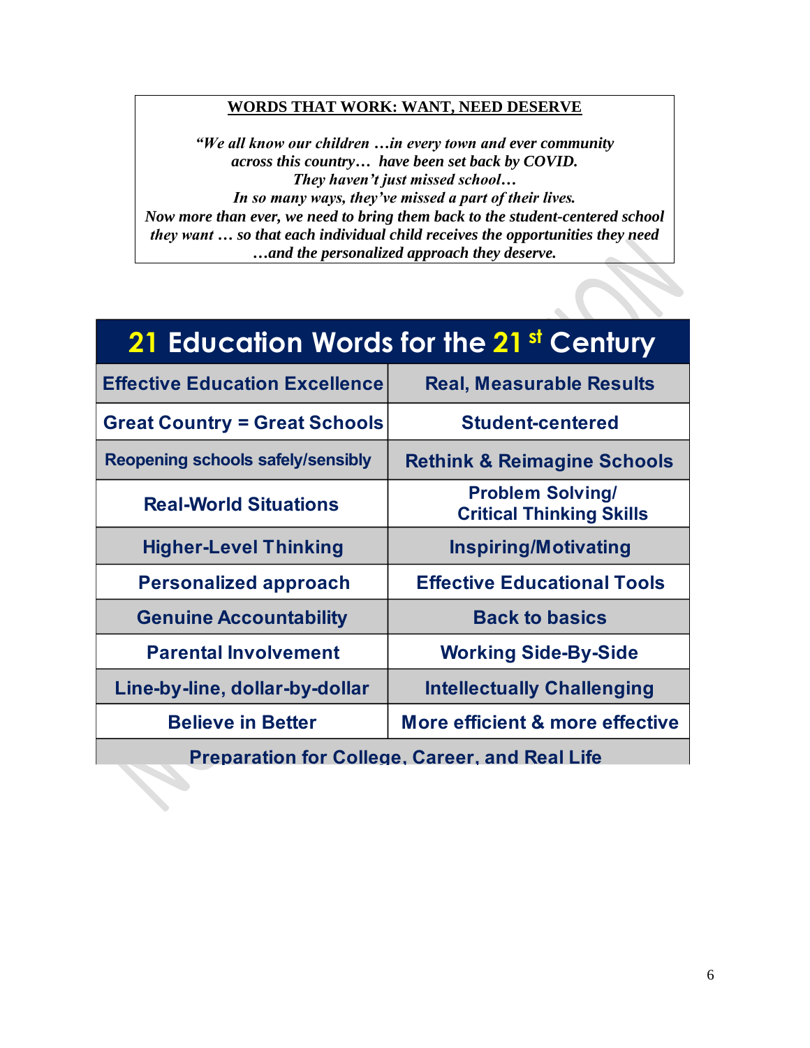**WORDS THAT WORK: WANT, NEED DESERVE**

***"We all know our children …in every town and ever community across this country… have been set back by COVID. They haven't just missed school… In so many ways, they've missed a part of their lives. Now more than ever, we need to bring them back to the student-centered school they want … so that each individual child receives the opportunities they need …and the personalized approach they deserve.***

| 21 Education Words for the 21 st Century | |
|---|---|
| Effective Education Excellence | Real, Measurable Results |
| Great Country = Great Schools | Student-centered |
| Reopening schools safely/sensibly | Rethink & Reimagine Schools |
| Real-World Situations | Problem Solving/ Critical Thinking Skills |
| Higher-Level Thinking | Inspiring/Motivating |
| Personalized approach | Effective Educational Tools |
| Genuine Accountability | Back to basics |
| Parental Involvement | Working Side-By-Side |
| Line-by-line, dollar-by-dollar | Intellectually Challenging |
| Believe in Better | More efficient & more effective |
| Preparation for College, Career, and Real Life | |